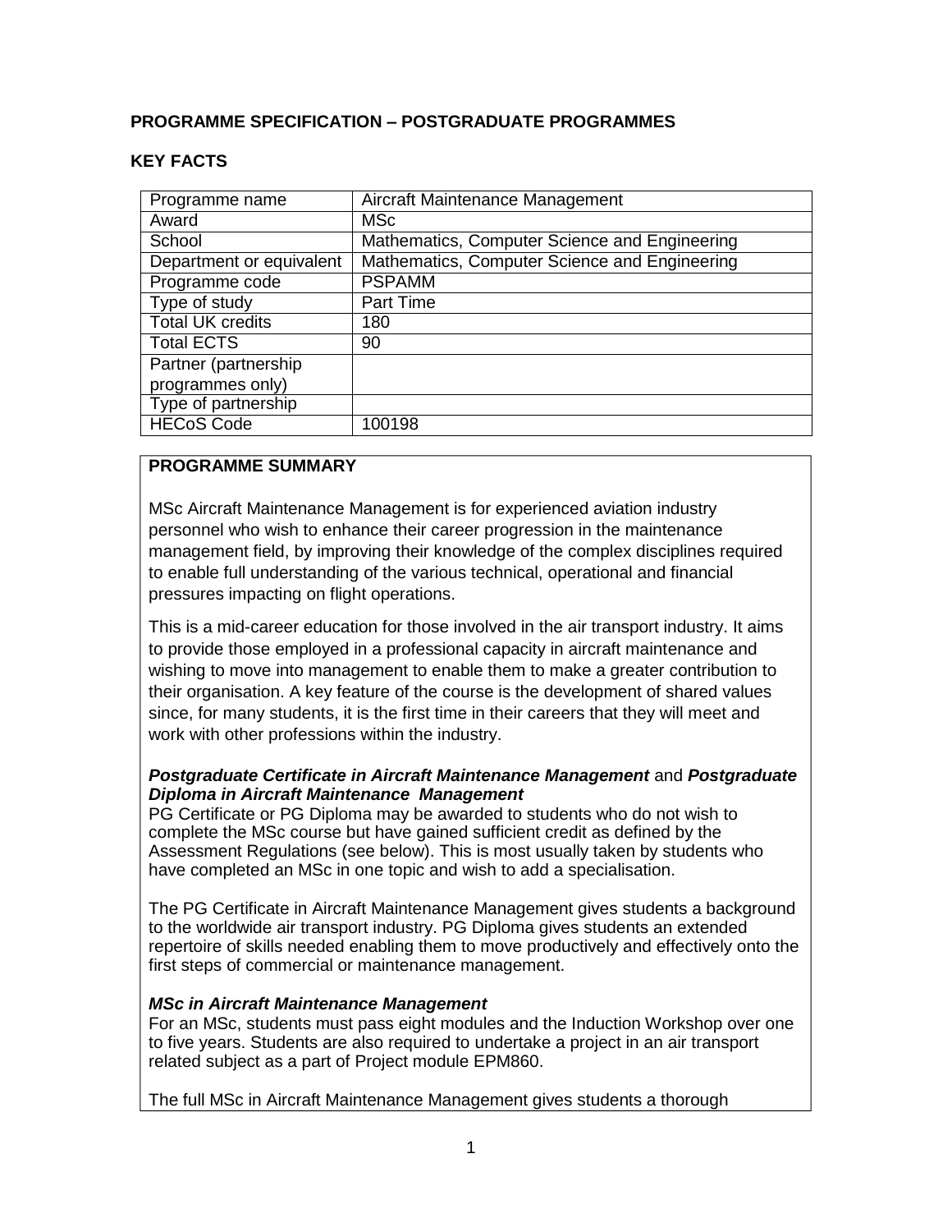## PROGRAMME SPECIFICATION – POSTGRADUATE PROGRAMMES

### KEY FACTS

| Programme name | Aircraft Maintenance Management |
|---|---|
| Award | MSc |
| School | Mathematics, Computer Science and Engineering |
| Department or equivalent | Mathematics, Computer Science and Engineering |
| Programme code | PSPAMM |
| Type of study | Part Time |
| Total UK credits | 180 |
| Total ECTS | 90 |
| Partner (partnership programmes only) | |
| Type of partnership | |
| HECoS Code | 100198 |

### PROGRAMME SUMMARY

MSc Aircraft Maintenance Management is for experienced aviation industry personnel who wish to enhance their career progression in the maintenance management field, by improving their knowledge of the complex disciplines required to enable full understanding of the various technical, operational and financial pressures impacting on flight operations.

This is a mid-career education for those involved in the air transport industry. It aims to provide those employed in a professional capacity in aircraft maintenance and wishing to move into management to enable them to make a greater contribution to their organisation. A key feature of the course is the development of shared values since, for many students, it is the first time in their careers that they will meet and work with other professions within the industry.

***Postgraduate Certificate in Aircraft Maintenance Management*** and ***Postgraduate Diploma in Aircraft Maintenance Management***
PG Certificate or PG Diploma may be awarded to students who do not wish to complete the MSc course but have gained sufficient credit as defined by the Assessment Regulations (see below). This is most usually taken by students who have completed an MSc in one topic and wish to add a specialisation.

The PG Certificate in Aircraft Maintenance Management gives students a background to the worldwide air transport industry. PG Diploma gives students an extended repertoire of skills needed enabling them to move productively and effectively onto the first steps of commercial or maintenance management.

***MSc in Aircraft Maintenance Management***
For an MSc, students must pass eight modules and the Induction Workshop over one to five years. Students are also required to undertake a project in an air transport related subject as a part of Project module EPM860.

The full MSc in Aircraft Maintenance Management gives students a thorough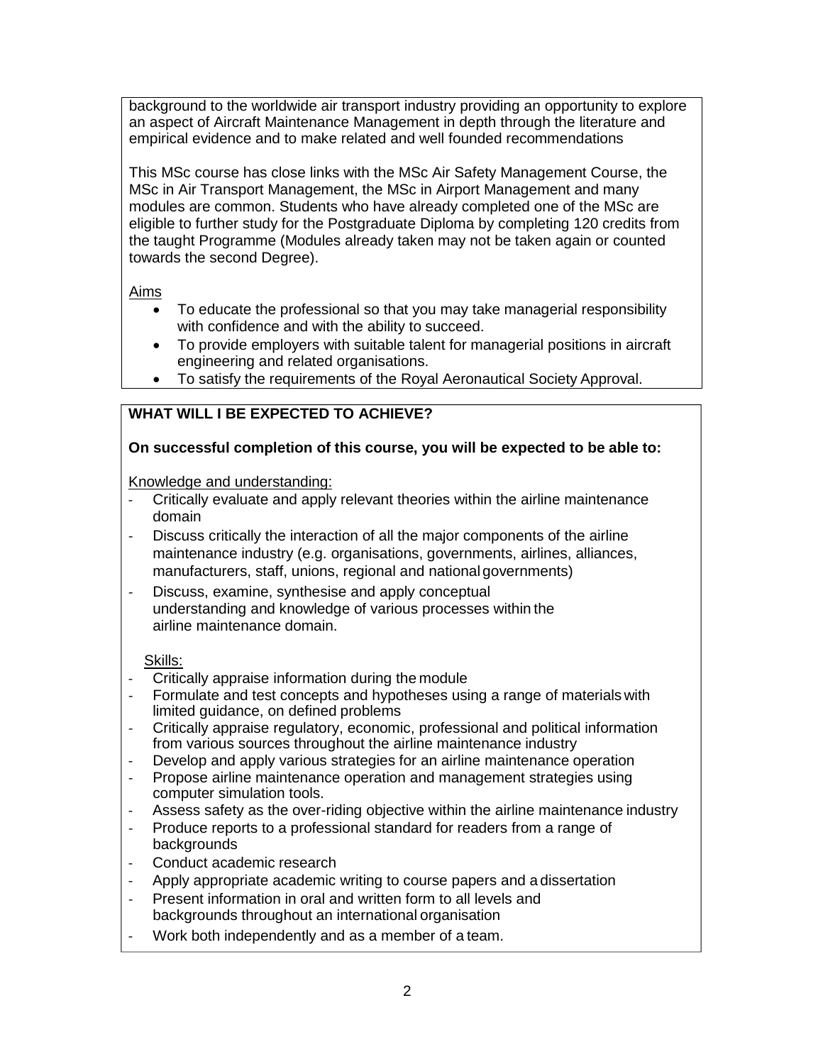background to the worldwide air transport industry providing an opportunity to explore an aspect of Aircraft Maintenance Management in depth through the literature and empirical evidence and to make related and well founded recommendations

This MSc course has close links with the MSc Air Safety Management Course, the MSc in Air Transport Management, the MSc in Airport Management and many modules are common. Students who have already completed one of the MSc are eligible to further study for the Postgraduate Diploma by completing 120 credits from the taught Programme (Modules already taken may not be taken again or counted towards the second Degree).

Aims

- To educate the professional so that you may take managerial responsibility with confidence and with the ability to succeed.
- To provide employers with suitable talent for managerial positions in aircraft engineering and related organisations.
- To satisfy the requirements of the Royal Aeronautical Society Approval.

**WHAT WILL I BE EXPECTED TO ACHIEVE?**

**On successful completion of this course, you will be expected to be able to:**

Knowledge and understanding:

- Critically evaluate and apply relevant theories within the airline maintenance domain
- Discuss critically the interaction of all the major components of the airline maintenance industry (e.g. organisations, governments, airlines, alliances, manufacturers, staff, unions, regional and national governments)
- Discuss, examine, synthesise and apply conceptual understanding and knowledge of various processes within the airline maintenance domain.

Skills:

- Critically appraise information during the module
- Formulate and test concepts and hypotheses using a range of materials with limited guidance, on defined problems
- Critically appraise regulatory, economic, professional and political information from various sources throughout the airline maintenance industry
- Develop and apply various strategies for an airline maintenance operation
- Propose airline maintenance operation and management strategies using computer simulation tools.
- Assess safety as the over-riding objective within the airline maintenance industry
- Produce reports to a professional standard for readers from a range of backgrounds
- Conduct academic research
- Apply appropriate academic writing to course papers and a dissertation
- Present information in oral and written form to all levels and backgrounds throughout an international organisation
- Work both independently and as a member of a team.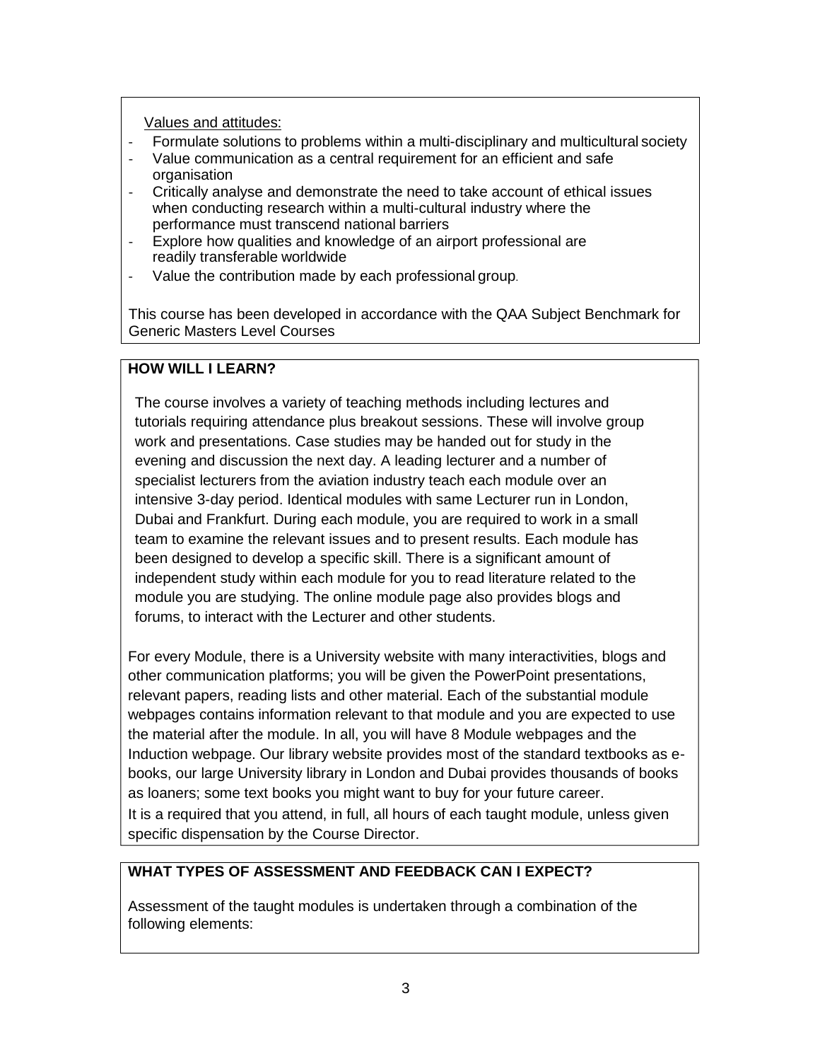Values and attitudes:

- Formulate solutions to problems within a multi-disciplinary and multicultural society
- Value communication as a central requirement for an efficient and safe organisation
- Critically analyse and demonstrate the need to take account of ethical issues when conducting research within a multi-cultural industry where the performance must transcend national barriers
- Explore how qualities and knowledge of an airport professional are readily transferable worldwide
- Value the contribution made by each professional group.

This course has been developed in accordance with the QAA Subject Benchmark for Generic Masters Level Courses

## HOW WILL I LEARN?

The course involves a variety of teaching methods including lectures and tutorials requiring attendance plus breakout sessions. These will involve group work and presentations. Case studies may be handed out for study in the evening and discussion the next day. A leading lecturer and a number of specialist lecturers from the aviation industry teach each module over an intensive 3-day period. Identical modules with same Lecturer run in London, Dubai and Frankfurt. During each module, you are required to work in a small team to examine the relevant issues and to present results. Each module has been designed to develop a specific skill. There is a significant amount of independent study within each module for you to read literature related to the module you are studying. The online module page also provides blogs and forums, to interact with the Lecturer and other students.

For every Module, there is a University website with many interactivities, blogs and other communication platforms; you will be given the PowerPoint presentations, relevant papers, reading lists and other material. Each of the substantial module webpages contains information relevant to that module and you are expected to use the material after the module. In all, you will have 8 Module webpages and the Induction webpage. Our library website provides most of the standard textbooks as e-books, our large University library in London and Dubai provides thousands of books as loaners; some text books you might want to buy for your future career.
It is a required that you attend, in full, all hours of each taught module, unless given specific dispensation by the Course Director.

## WHAT TYPES OF ASSESSMENT AND FEEDBACK CAN I EXPECT?

Assessment of the taught modules is undertaken through a combination of the following elements: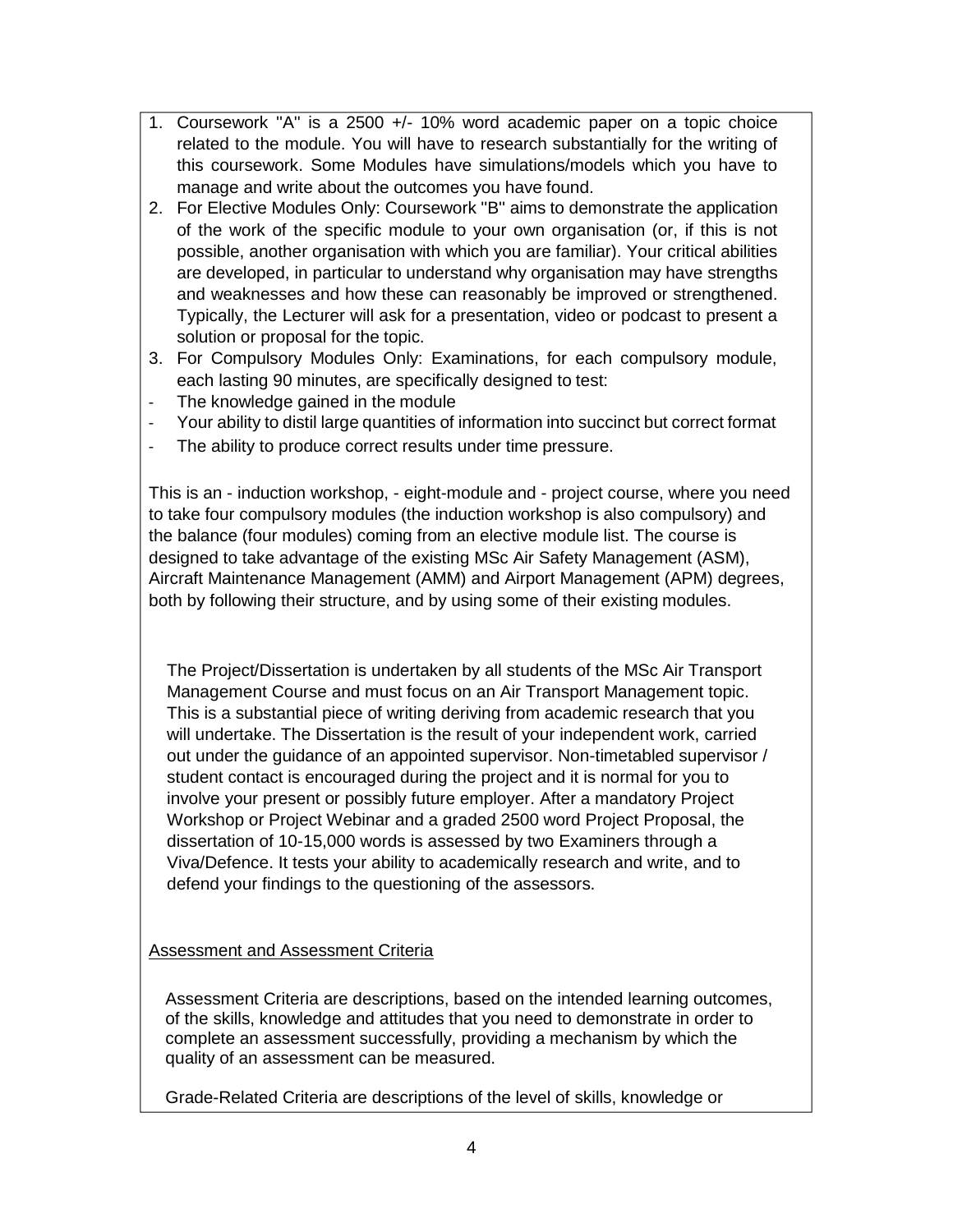1. Coursework "A" is a 2500 +/- 10% word academic paper on a topic choice related to the module. You will have to research substantially for the writing of this coursework. Some Modules have simulations/models which you have to manage and write about the outcomes you have found.
2. For Elective Modules Only: Coursework "B" aims to demonstrate the application of the work of the specific module to your own organisation (or, if this is not possible, another organisation with which you are familiar). Your critical abilities are developed, in particular to understand why organisation may have strengths and weaknesses and how these can reasonably be improved or strengthened. Typically, the Lecturer will ask for a presentation, video or podcast to present a solution or proposal for the topic.
3. For Compulsory Modules Only: Examinations, for each compulsory module, each lasting 90 minutes, are specifically designed to test:

- The knowledge gained in the module
- Your ability to distil large quantities of information into succinct but correct format
- The ability to produce correct results under time pressure.

This is an - induction workshop, - eight-module and - project course, where you need to take four compulsory modules (the induction workshop is also compulsory) and the balance (four modules) coming from an elective module list. The course is designed to take advantage of the existing MSc Air Safety Management (ASM), Aircraft Maintenance Management (AMM) and Airport Management (APM) degrees, both by following their structure, and by using some of their existing modules.

The Project/Dissertation is undertaken by all students of the MSc Air Transport Management Course and must focus on an Air Transport Management topic. This is a substantial piece of writing deriving from academic research that you will undertake. The Dissertation is the result of your independent work, carried out under the guidance of an appointed supervisor. Non-timetabled supervisor / student contact is encouraged during the project and it is normal for you to involve your present or possibly future employer. After a mandatory Project Workshop or Project Webinar and a graded 2500 word Project Proposal, the dissertation of 10-15,000 words is assessed by two Examiners through a Viva/Defence. It tests your ability to academically research and write, and to defend your findings to the questioning of the assessors.

<u>Assessment and Assessment Criteria</u>

Assessment Criteria are descriptions, based on the intended learning outcomes, of the skills, knowledge and attitudes that you need to demonstrate in order to complete an assessment successfully, providing a mechanism by which the quality of an assessment can be measured.

Grade-Related Criteria are descriptions of the level of skills, knowledge or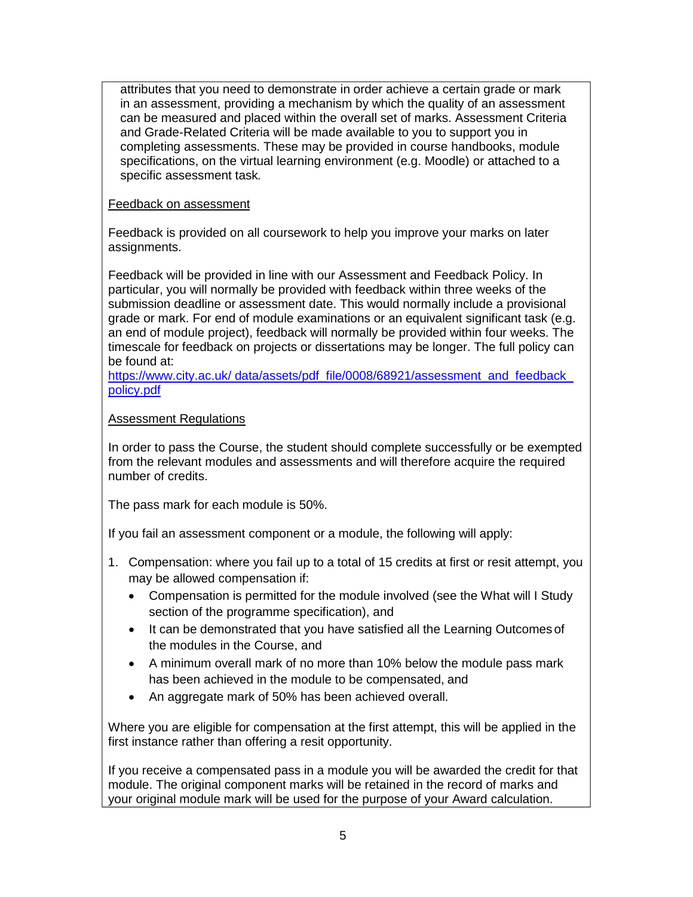attributes that you need to demonstrate in order achieve a certain grade or mark in an assessment, providing a mechanism by which the quality of an assessment can be measured and placed within the overall set of marks. Assessment Criteria and Grade-Related Criteria will be made available to you to support you in completing assessments. These may be provided in course handbooks, module specifications, on the virtual learning environment (e.g. Moodle) or attached to a specific assessment task.

Feedback on assessment

Feedback is provided on all coursework to help you improve your marks on later assignments.

Feedback will be provided in line with our Assessment and Feedback Policy. In particular, you will normally be provided with feedback within three weeks of the submission deadline or assessment date. This would normally include a provisional grade or mark. For end of module examinations or an equivalent significant task (e.g. an end of module project), feedback will normally be provided within four weeks. The timescale for feedback on projects or dissertations may be longer. The full policy can be found at:
https://www.city.ac.uk/ data/assets/pdf_file/0008/68921/assessment_and_feedback_policy.pdf

Assessment Regulations

In order to pass the Course, the student should complete successfully or be exempted from the relevant modules and assessments and will therefore acquire the required number of credits.

The pass mark for each module is 50%.

If you fail an assessment component or a module, the following will apply:

1. Compensation: where you fail up to a total of 15 credits at first or resit attempt, you may be allowed compensation if:
   - Compensation is permitted for the module involved (see the What will I Study section of the programme specification), and
   - It can be demonstrated that you have satisfied all the Learning Outcomes of the modules in the Course, and
   - A minimum overall mark of no more than 10% below the module pass mark has been achieved in the module to be compensated, and
   - An aggregate mark of 50% has been achieved overall.

Where you are eligible for compensation at the first attempt, this will be applied in the first instance rather than offering a resit opportunity.

If you receive a compensated pass in a module you will be awarded the credit for that module. The original component marks will be retained in the record of marks and your original module mark will be used for the purpose of your Award calculation.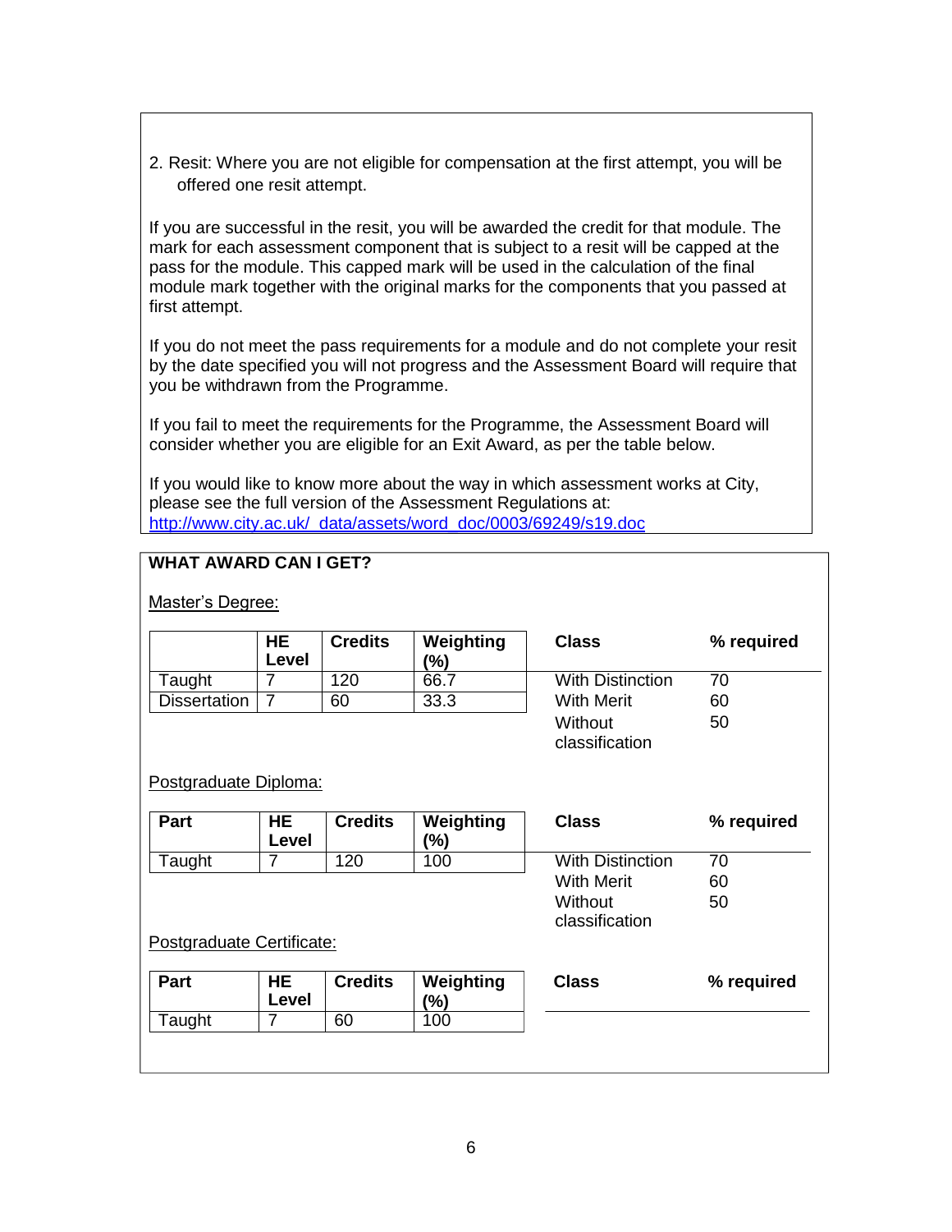2. Resit: Where you are not eligible for compensation at the first attempt, you will be offered one resit attempt.

If you are successful in the resit, you will be awarded the credit for that module. The mark for each assessment component that is subject to a resit will be capped at the pass for the module. This capped mark will be used in the calculation of the final module mark together with the original marks for the components that you passed at first attempt.

If you do not meet the pass requirements for a module and do not complete your resit by the date specified you will not progress and the Assessment Board will require that you be withdrawn from the Programme.

If you fail to meet the requirements for the Programme, the Assessment Board will consider whether you are eligible for an Exit Award, as per the table below.

If you would like to know more about the way in which assessment works at City, please see the full version of the Assessment Regulations at: [http://www.city.ac.uk/_data/assets/word_doc/0003/69249/s19.doc](http://www.city.ac.uk/_data/assets/word_doc/0003/69249/s19.doc)

**WHAT AWARD CAN I GET?**

Master's Degree:

| | HE Level | Credits | Weighting (%) |
|---|---|---|---|
| Taught | 7 | 120 | 66.7 |
| Dissertation | 7 | 60 | 33.3 |

| Class | % required |
|---|---|
| With Distinction | 70 |
| With Merit | 60 |
| Without classification | 50 |

Postgraduate Diploma:

| Part | HE Level | Credits | Weighting (%) |
|---|---|---|---|
| Taught | 7 | 120 | 100 |

| Class | % required |
|---|---|
| With Distinction | 70 |
| With Merit | 60 |
| Without classification | 50 |

Postgraduate Certificate:

| Part | HE Level | Credits | Weighting (%) |
|---|---|---|---|
| Taught | 7 | 60 | 100 |

| Class | % required |
|---|---|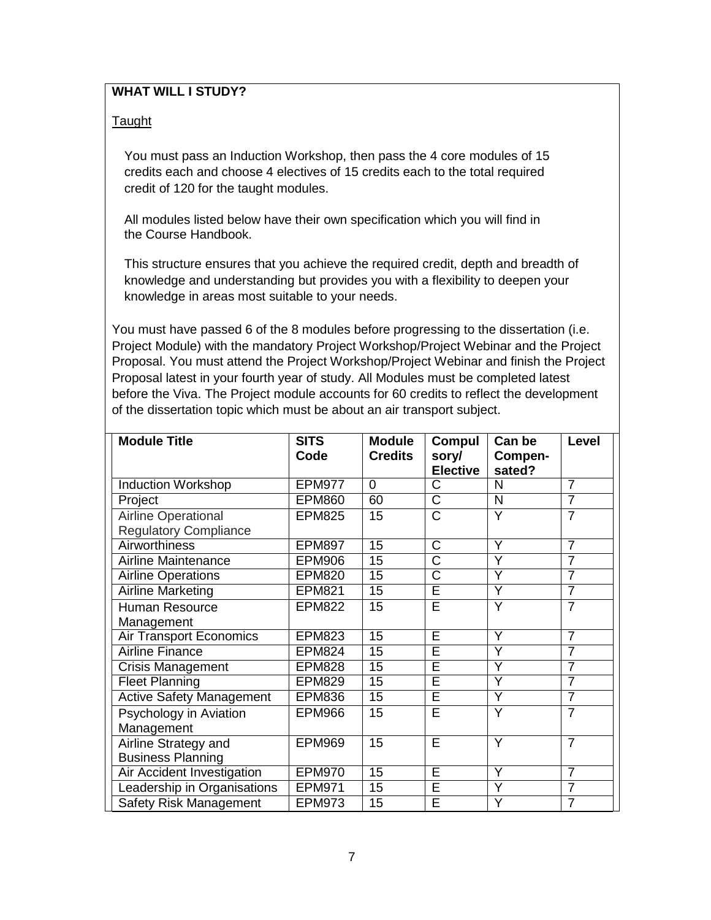**WHAT WILL I STUDY?**

Taught

You must pass an Induction Workshop, then pass the 4 core modules of 15 credits each and choose 4 electives of 15 credits each to the total required credit of 120 for the taught modules.

All modules listed below have their own specification which you will find in the Course Handbook.

This structure ensures that you achieve the required credit, depth and breadth of knowledge and understanding but provides you with a flexibility to deepen your knowledge in areas most suitable to your needs.

You must have passed 6 of the 8 modules before progressing to the dissertation (i.e. Project Module) with the mandatory Project Workshop/Project Webinar and the Project Proposal. You must attend the Project Workshop/Project Webinar and finish the Project Proposal latest in your fourth year of study. All Modules must be completed latest before the Viva. The Project module accounts for 60 credits to reflect the development of the dissertation topic which must be about an air transport subject.

| Module Title | SITS Code | Module Credits | Compulsory/ Elective | Can be Compensated? | Level |
|---|---|---|---|---|---|
| Induction Workshop | EPM977 | 0 | C | N | 7 |
| Project | EPM860 | 60 | C | N | 7 |
| Airline Operational Regulatory Compliance | EPM825 | 15 | C | Y | 7 |
| Airworthiness | EPM897 | 15 | C | Y | 7 |
| Airline Maintenance | EPM906 | 15 | C | Y | 7 |
| Airline Operations | EPM820 | 15 | C | Y | 7 |
| Airline Marketing | EPM821 | 15 | E | Y | 7 |
| Human Resource Management | EPM822 | 15 | E | Y | 7 |
| Air Transport Economics | EPM823 | 15 | E | Y | 7 |
| Airline Finance | EPM824 | 15 | E | Y | 7 |
| Crisis Management | EPM828 | 15 | E | Y | 7 |
| Fleet Planning | EPM829 | 15 | E | Y | 7 |
| Active Safety Management | EPM836 | 15 | E | Y | 7 |
| Psychology in Aviation Management | EPM966 | 15 | E | Y | 7 |
| Airline Strategy and Business Planning | EPM969 | 15 | E | Y | 7 |
| Air Accident Investigation | EPM970 | 15 | E | Y | 7 |
| Leadership in Organisations | EPM971 | 15 | E | Y | 7 |
| Safety Risk Management | EPM973 | 15 | E | Y | 7 |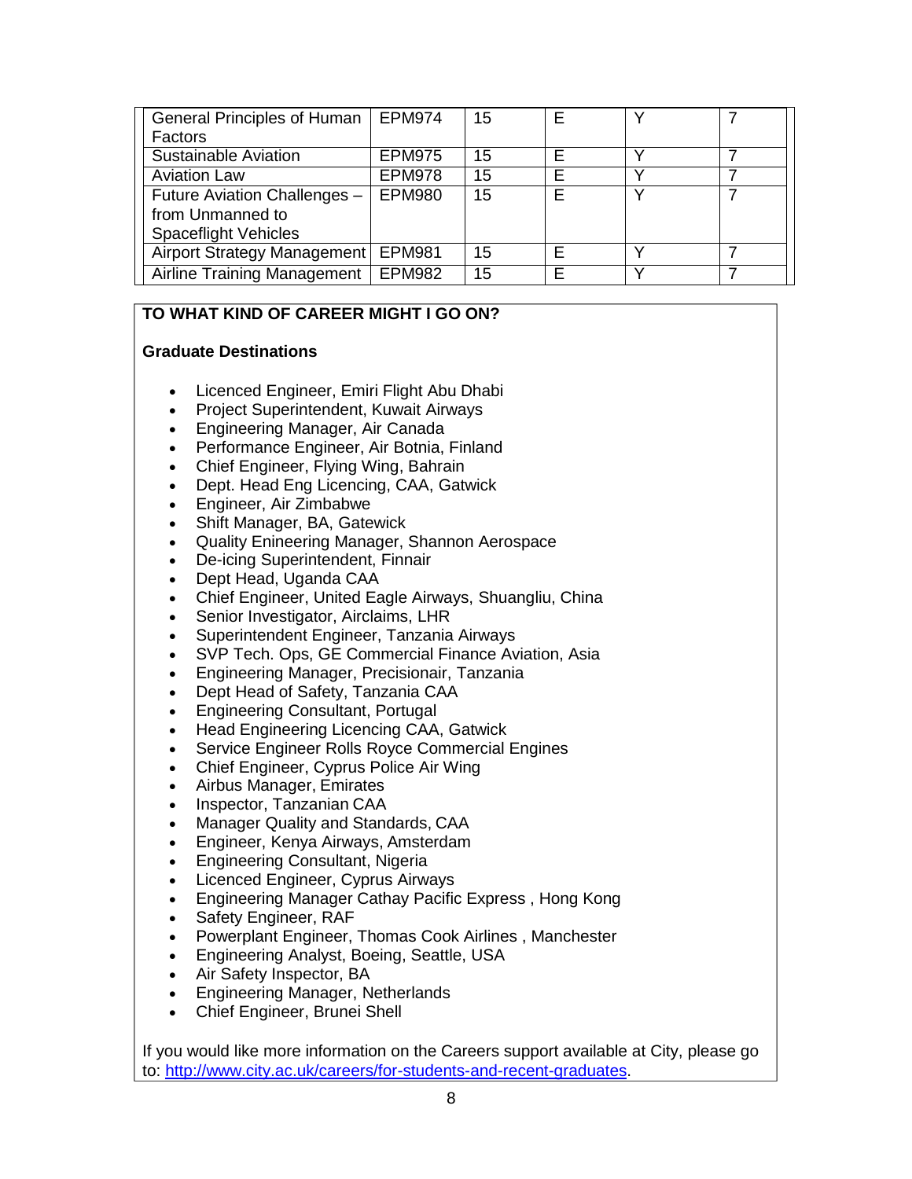| | | | | | |
|---|---|---|---|---|---|
| General Principles of Human Factors | EPM974 | 15 | E | Y | 7 |
| Sustainable Aviation | EPM975 | 15 | E | Y | 7 |
| Aviation Law | EPM978 | 15 | E | Y | 7 |
| Future Aviation Challenges – from Unmanned to Spaceflight Vehicles | EPM980 | 15 | E | Y | 7 |
| Airport Strategy Management | EPM981 | 15 | E | Y | 7 |
| Airline Training Management | EPM982 | 15 | E | Y | 7 |

**TO WHAT KIND OF CAREER MIGHT I GO ON?**

**Graduate Destinations**

- Licenced Engineer, Emiri Flight Abu Dhabi
- Project Superintendent, Kuwait Airways
- Engineering Manager, Air Canada
- Performance Engineer, Air Botnia, Finland
- Chief Engineer, Flying Wing, Bahrain
- Dept. Head Eng Licencing, CAA, Gatwick
- Engineer, Air Zimbabwe
- Shift Manager, BA, Gatewick
- Quality Enineering Manager, Shannon Aerospace
- De-icing Superintendent, Finnair
- Dept Head, Uganda CAA
- Chief Engineer, United Eagle Airways, Shuangliu, China
- Senior Investigator, Airclaims, LHR
- Superintendent Engineer, Tanzania Airways
- SVP Tech. Ops, GE Commercial Finance Aviation, Asia
- Engineering Manager, Precisionair, Tanzania
- Dept Head of Safety, Tanzania CAA
- Engineering Consultant, Portugal
- Head Engineering Licencing CAA, Gatwick
- Service Engineer Rolls Royce Commercial Engines
- Chief Engineer, Cyprus Police Air Wing
- Airbus Manager, Emirates
- Inspector, Tanzanian CAA
- Manager Quality and Standards, CAA
- Engineer, Kenya Airways, Amsterdam
- Engineering Consultant, Nigeria
- Licenced Engineer, Cyprus Airways
- Engineering Manager Cathay Pacific Express , Hong Kong
- Safety Engineer, RAF
- Powerplant Engineer, Thomas Cook Airlines , Manchester
- Engineering Analyst, Boeing, Seattle, USA
- Air Safety Inspector, BA
- Engineering Manager, Netherlands
- Chief Engineer, Brunei Shell

If you would like more information on the Careers support available at City, please go to: [http://www.city.ac.uk/careers/for-students-and-recent-graduates](http://www.city.ac.uk/careers/for-students-and-recent-graduates).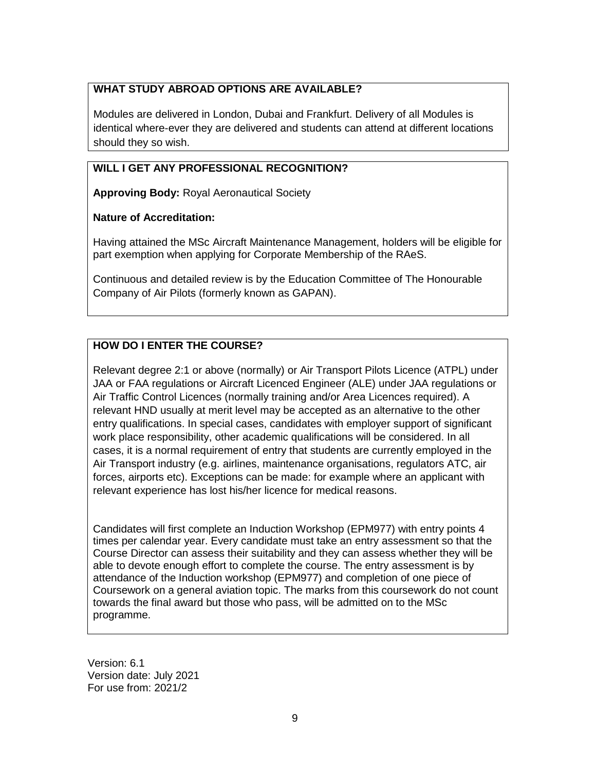## WHAT STUDY ABROAD OPTIONS ARE AVAILABLE?

Modules are delivered in London, Dubai and Frankfurt. Delivery of all Modules is identical where-ever they are delivered and students can attend at different locations should they so wish.

## WILL I GET ANY PROFESSIONAL RECOGNITION?

**Approving Body:** Royal Aeronautical Society

**Nature of Accreditation:**

Having attained the MSc Aircraft Maintenance Management, holders will be eligible for part exemption when applying for Corporate Membership of the RAeS.

Continuous and detailed review is by the Education Committee of The Honourable Company of Air Pilots (formerly known as GAPAN).

## HOW DO I ENTER THE COURSE?

Relevant degree 2:1 or above (normally) or Air Transport Pilots Licence (ATPL) under JAA or FAA regulations or Aircraft Licenced Engineer (ALE) under JAA regulations or Air Traffic Control Licences (normally training and/or Area Licences required). A relevant HND usually at merit level may be accepted as an alternative to the other entry qualifications. In special cases, candidates with employer support of significant work place responsibility, other academic qualifications will be considered. In all cases, it is a normal requirement of entry that students are currently employed in the Air Transport industry (e.g. airlines, maintenance organisations, regulators ATC, air forces, airports etc). Exceptions can be made: for example where an applicant with relevant experience has lost his/her licence for medical reasons.

Candidates will first complete an Induction Workshop (EPM977) with entry points 4 times per calendar year. Every candidate must take an entry assessment so that the Course Director can assess their suitability and they can assess whether they will be able to devote enough effort to complete the course. The entry assessment is by attendance of the Induction workshop (EPM977) and completion of one piece of Coursework on a general aviation topic. The marks from this coursework do not count towards the final award but those who pass, will be admitted on to the MSc programme.

Version: 6.1
Version date: July 2021
For use from: 2021/2